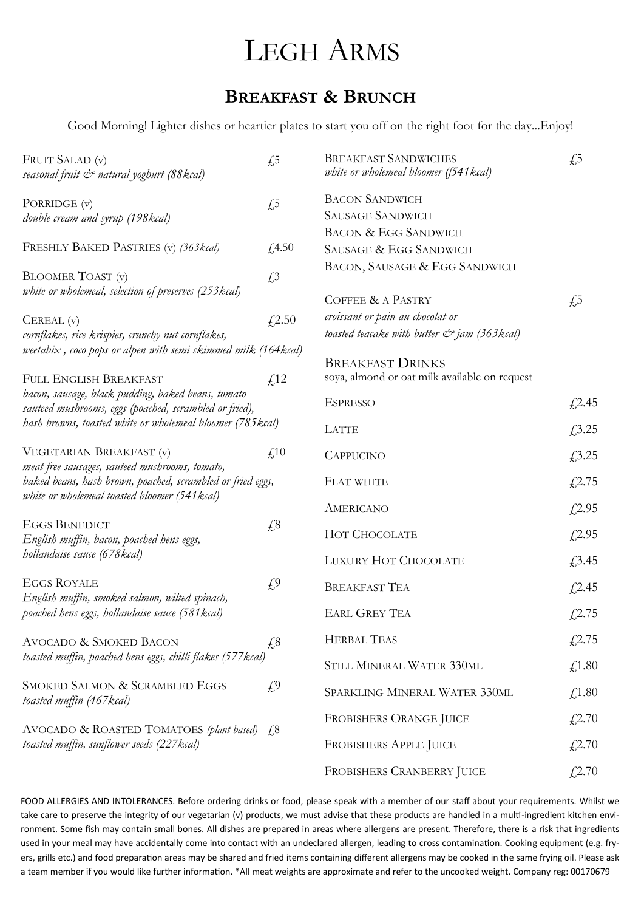# Legh Arms

## Breakfast & Brunch

Good Morning! Lighter dishes or heartier plates to start you off on the right foot for the day...Enjoy!

**Fruit Salad (v)** — £5
*seasonal fruit & natural yoghurt (88kcal)*

**Porridge (v)** — £5
*double cream and syrup (198kcal)*

**Freshly Baked Pastries (v)** *(363kcal)* — £4.50

**Bloomer Toast (v)** — £3
*white or wholemeal, selection of preserves (253kcal)*

**Cereal (v)** — £2.50
*cornflakes, rice krispies, crunchy nut cornflakes, weetabix , coco pops or alpen with semi skimmed milk (164kcal)*

**Full English Breakfast** — £12
*bacon, sausage, black pudding, baked beans, tomato sauteed mushrooms, eggs (poached, scrambled or fried), hash browns, toasted white or wholemeal bloomer (785kcal)*

**Vegetarian Breakfast (v)** — £10
*meat free sausages, sauteed mushrooms, tomato, baked beans, hash brown, poached, scrambled or fried eggs, white or wholemeal toasted bloomer (541kcal)*

**Eggs Benedict** — £8
*English muffin, bacon, poached hens eggs, hollandaise sauce (678kcal)*

**Eggs Royale** — £9
*English muffin, smoked salmon, wilted spinach, poached hens eggs, hollandaise sauce (581kcal)*

**Avocado & Smoked Bacon** — £8
*toasted muffin, poached hens eggs, chilli flakes (577kcal)*

**Smoked Salmon & Scrambled Eggs** — £9
*toasted muffin (467kcal)*

**Avocado & Roasted Tomatoes** *(plant based)* — £8
*toasted muffin, sunflower seeds (227kcal)*

**Breakfast Sandwiches** — £5
*white or wholemeal bloomer (f541kcal)*

- Bacon Sandwich
- Sausage Sandwich
- Bacon & Egg Sandwich
- Sausage & Egg Sandwich
- Bacon, Sausage & Egg Sandwich

**Coffee & a Pastry** — £5
*croissant or pain au chocolat or toasted teacake with butter & jam (363kcal)*

### Breakfast Drinks

soya, almond or oat milk available on request

| Drink | Price |
|---|---|
| Espresso | £2.45 |
| Latte | £3.25 |
| Cappucino | £3.25 |
| Flat White | £2.75 |
| Americano | £2.95 |
| Hot Chocolate | £2.95 |
| Luxury Hot Chocolate | £3.45 |
| Breakfast Tea | £2.45 |
| Earl Grey Tea | £2.75 |
| Herbal Teas | £2.75 |
| Still Mineral Water 330ml | £1.80 |
| Sparkling Mineral Water 330ml | £1.80 |
| Frobishers Orange Juice | £2.70 |
| Frobishers Apple Juice | £2.70 |
| Frobishers Cranberry Juice | £2.70 |

FOOD ALLERGIES AND INTOLERANCES. Before ordering drinks or food, please speak with a member of our staff about your requirements. Whilst we take care to preserve the integrity of our vegetarian (v) products, we must advise that these products are handled in a multi-ingredient kitchen environment. Some fish may contain small bones. All dishes are prepared in areas where allergens are present. Therefore, there is a risk that ingredients used in your meal may have accidentally come into contact with an undeclared allergen, leading to cross contamination. Cooking equipment (e.g. fryers, grills etc.) and food preparation areas may be shared and fried items containing different allergens may be cooked in the same frying oil. Please ask a team member if you would like further information. *All meat weights are approximate and refer to the uncooked weight. Company reg: 00170679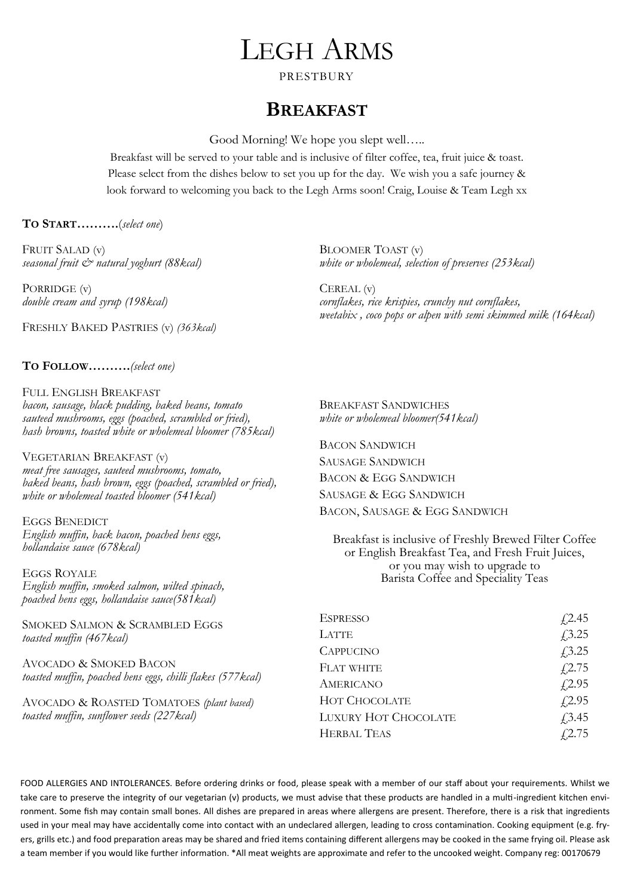# Legh Arms

PRESTBURY

## Breakfast

Good Morning! We hope you slept well…..

Breakfast will be served to your table and is inclusive of filter coffee, tea, fruit juice & toast. Please select from the dishes below to set you up for the day. We wish you a safe journey & look forward to welcoming you back to the Legh Arms soon! Craig, Louise & Team Legh xx

### To Start……….*(select one)*

Fruit Salad (v)
*seasonal fruit & natural yoghurt (88kcal)*

Porridge (v)
*double cream and syrup (198kcal)*

Freshly Baked Pastries (v) *(363kcal)*

Bloomer Toast (v)
*white or wholemeal, selection of preserves (253kcal)*

Cereal (v)
*cornflakes, rice krispies, crunchy nut cornflakes, weetabix , coco pops or alpen with semi skimmed milk (164kcal)*

### To Follow……….*(select one)*

Full English Breakfast
*bacon, sausage, black pudding, baked beans, tomato sauteed mushrooms, eggs (poached, scrambled or fried), hash browns, toasted white or wholemeal bloomer (785kcal)*

Vegetarian Breakfast (v)
*meat free sausages, sauteed mushrooms, tomato, baked beans, hash brown, eggs (poached, scrambled or fried), white or wholemeal toasted bloomer (541kcal)*

Eggs Benedict
*English muffin, back bacon, poached hens eggs, hollandaise sauce (678kcal)*

Eggs Royale
*English muffin, smoked salmon, wilted spinach, poached hens eggs, hollandaise sauce(581kcal)*

Smoked Salmon & Scrambled Eggs
*toasted muffin (467kcal)*

Avocado & Smoked Bacon
*toasted muffin, poached hens eggs, chilli flakes (577kcal)*

Avocado & Roasted Tomatoes *(plant based)*
*toasted muffin, sunflower seeds (227kcal)*

Breakfast Sandwiches
*white or wholemeal bloomer(541kcal)*

Bacon Sandwich
Sausage Sandwich
Bacon & Egg Sandwich
Sausage & Egg Sandwich
Bacon, Sausage & Egg Sandwich

Breakfast is inclusive of Freshly Brewed Filter Coffee or English Breakfast Tea, and Fresh Fruit Juices, or you may wish to upgrade to Barista Coffee and Speciality Teas

| | |
|---|---|
| Espresso | £2.45 |
| Latte | £3.25 |
| Cappucino | £3.25 |
| Flat white | £2.75 |
| Americano | £2.95 |
| Hot Chocolate | £2.95 |
| Luxury Hot Chocolate | £3.45 |
| Herbal Teas | £2.75 |

FOOD ALLERGIES AND INTOLERANCES. Before ordering drinks or food, please speak with a member of our staff about your requirements. Whilst we take care to preserve the integrity of our vegetarian (v) products, we must advise that these products are handled in a multi-ingredient kitchen environment. Some fish may contain small bones. All dishes are prepared in areas where allergens are present. Therefore, there is a risk that ingredients used in your meal may have accidentally come into contact with an undeclared allergen, leading to cross contamination. Cooking equipment (e.g. fryers, grills etc.) and food preparation areas may be shared and fried items containing different allergens may be cooked in the same frying oil. Please ask a team member if you would like further information. *All meat weights are approximate and refer to the uncooked weight. Company reg: 00170679